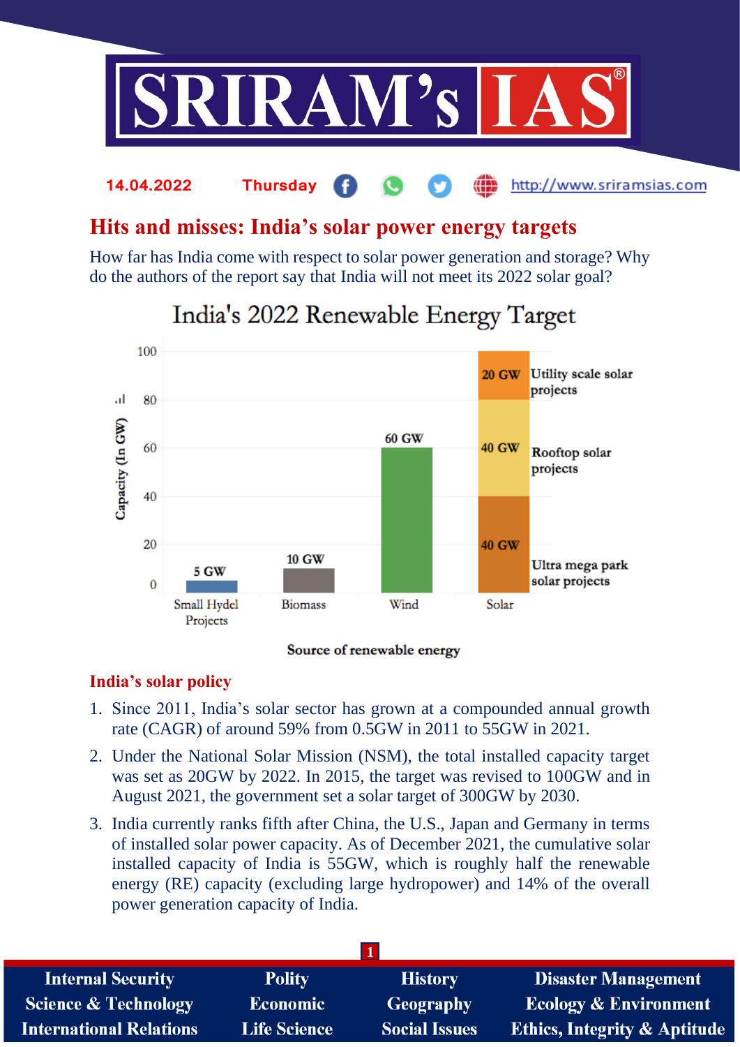14.04.2022 Thursday http://www.sriramsias.com

# Hits and misses: India's solar power energy targets

How far has India come with respect to solar power generation and storage? Why do the authors of the report say that India will not meet its 2022 solar goal?

India's 2022 Renewable Energy Target

| Source of renewable energy | Capacity (In GW) |
| --- | --- |
| Small Hydel Projects | 5 GW |
| Biomass | 10 GW |
| Wind | 60 GW |
| Solar – Ultra mega park solar projects | 40 GW |
| Solar – Rooftop solar projects | 40 GW |
| Solar – Utility scale solar projects | 20 GW |

## India's solar policy

1. Since 2011, India's solar sector has grown at a compounded annual growth rate (CAGR) of around 59% from 0.5GW in 2011 to 55GW in 2021.
2. Under the National Solar Mission (NSM), the total installed capacity target was set as 20GW by 2022. In 2015, the target was revised to 100GW and in August 2021, the government set a solar target of 300GW by 2030.
3. India currently ranks fifth after China, the U.S., Japan and Germany in terms of installed solar power capacity. As of December 2021, the cumulative solar installed capacity of India is 55GW, which is roughly half the renewable energy (RE) capacity (excluding large hydropower) and 14% of the overall power generation capacity of India.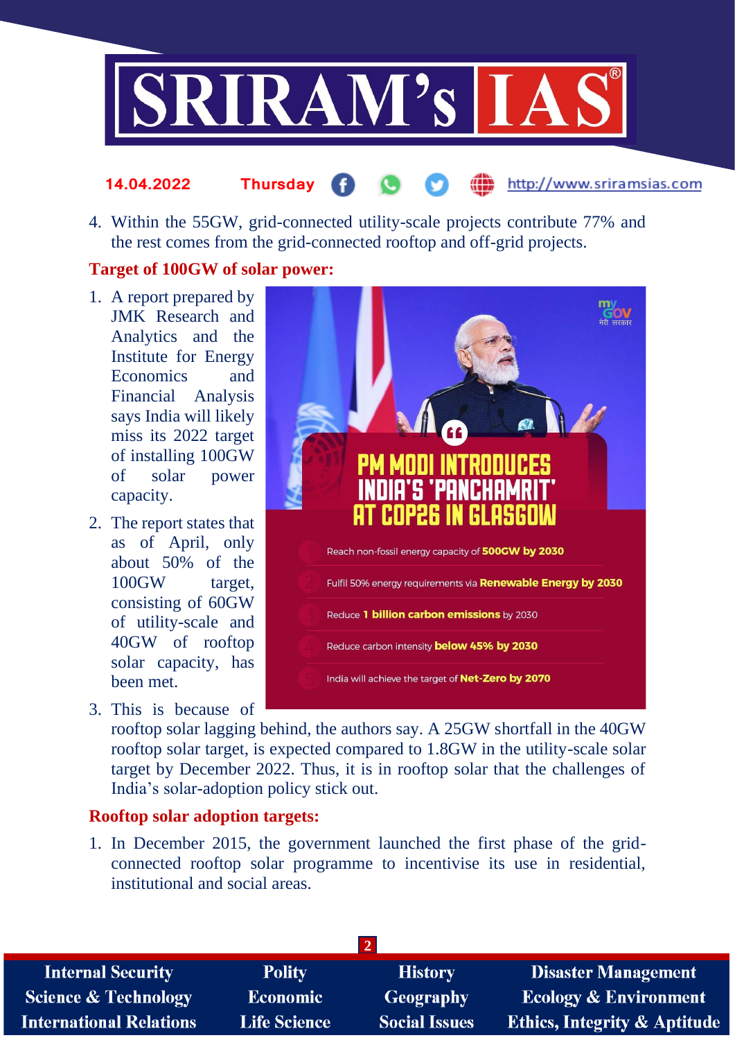4. Within the 55GW, grid-connected utility-scale projects contribute 77% and the rest comes from the grid-connected rooftop and off-grid projects.

## Target of 100GW of solar power:

1. A report prepared by JMK Research and Analytics and the Institute for Energy Economics and Financial Analysis says India will likely miss its 2022 target of installing 100GW of solar power capacity.
2. The report states that as of April, only about 50% of the 100GW target, consisting of 60GW of utility-scale and 40GW of rooftop solar capacity, has been met.
3. This is because of rooftop solar lagging behind, the authors say. A 25GW shortfall in the 40GW rooftop solar target, is expected compared to 1.8GW in the utility-scale solar target by December 2022. Thus, it is in rooftop solar that the challenges of India's solar-adoption policy stick out.

## Rooftop solar adoption targets:

1. In December 2015, the government launched the first phase of the grid-connected rooftop solar programme to incentivise its use in residential, institutional and social areas.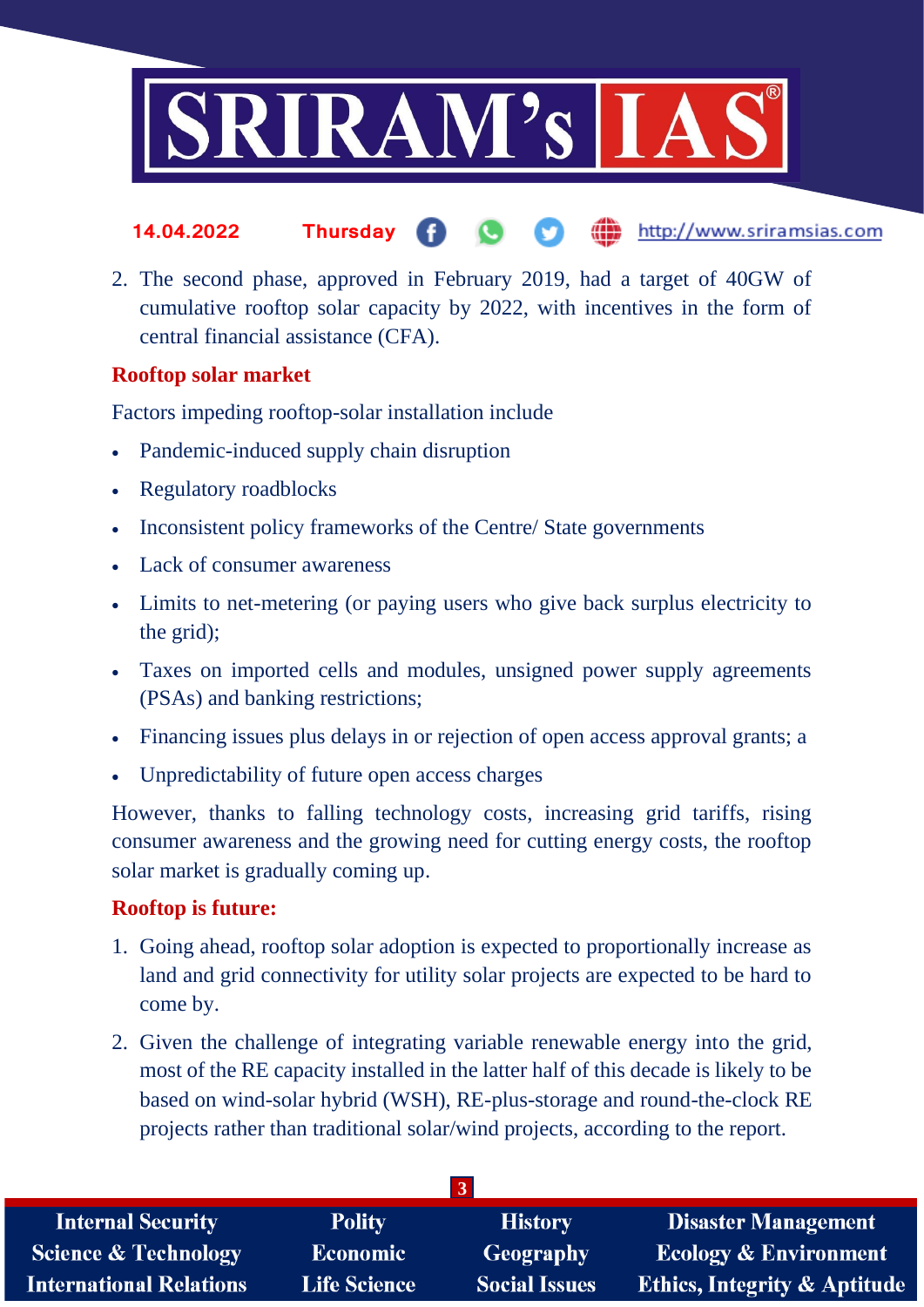2. The second phase, approved in February 2019, had a target of 40GW of cumulative rooftop solar capacity by 2022, with incentives in the form of central financial assistance (CFA).

**Rooftop solar market**

Factors impeding rooftop-solar installation include

- Pandemic-induced supply chain disruption
- Regulatory roadblocks
- Inconsistent policy frameworks of the Centre/ State governments
- Lack of consumer awareness
- Limits to net-metering (or paying users who give back surplus electricity to the grid);
- Taxes on imported cells and modules, unsigned power supply agreements (PSAs) and banking restrictions;
- Financing issues plus delays in or rejection of open access approval grants; a
- Unpredictability of future open access charges

However, thanks to falling technology costs, increasing grid tariffs, rising consumer awareness and the growing need for cutting energy costs, the rooftop solar market is gradually coming up.

**Rooftop is future:**

1. Going ahead, rooftop solar adoption is expected to proportionally increase as land and grid connectivity for utility solar projects are expected to be hard to come by.
2. Given the challenge of integrating variable renewable energy into the grid, most of the RE capacity installed in the latter half of this decade is likely to be based on wind-solar hybrid (WSH), RE-plus-storage and round-the-clock RE projects rather than traditional solar/wind projects, according to the report.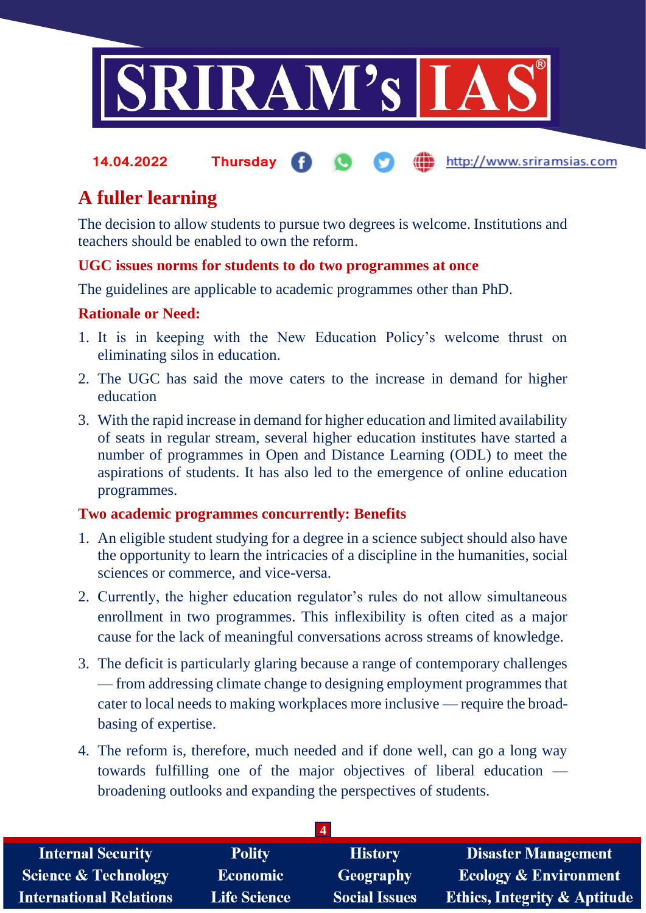# A fuller learning

The decision to allow students to pursue two degrees is welcome. Institutions and teachers should be enabled to own the reform.

### UGC issues norms for students to do two programmes at once

The guidelines are applicable to academic programmes other than PhD.

### Rationale or Need:

1. It is in keeping with the New Education Policy's welcome thrust on eliminating silos in education.
2. The UGC has said the move caters to the increase in demand for higher education
3. With the rapid increase in demand for higher education and limited availability of seats in regular stream, several higher education institutes have started a number of programmes in Open and Distance Learning (ODL) to meet the aspirations of students. It has also led to the emergence of online education programmes.

### Two academic programmes concurrently: Benefits

1. An eligible student studying for a degree in a science subject should also have the opportunity to learn the intricacies of a discipline in the humanities, social sciences or commerce, and vice-versa.
2. Currently, the higher education regulator's rules do not allow simultaneous enrollment in two programmes. This inflexibility is often cited as a major cause for the lack of meaningful conversations across streams of knowledge.
3. The deficit is particularly glaring because a range of contemporary challenges — from addressing climate change to designing employment programmes that cater to local needs to making workplaces more inclusive — require the broad-basing of expertise.
4. The reform is, therefore, much needed and if done well, can go a long way towards fulfilling one of the major objectives of liberal education — broadening outlooks and expanding the perspectives of students.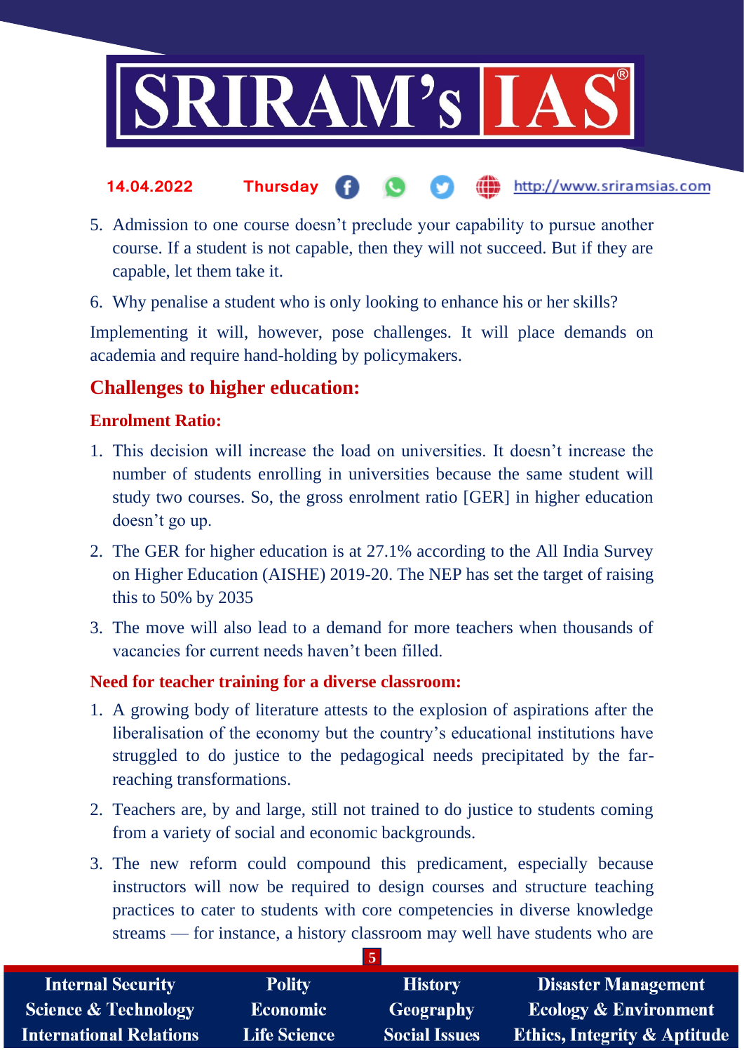5. Admission to one course doesn't preclude your capability to pursue another course. If a student is not capable, then they will not succeed. But if they are capable, let them take it.
6. Why penalise a student who is only looking to enhance his or her skills?

Implementing it will, however, pose challenges. It will place demands on academia and require hand-holding by policymakers.

## Challenges to higher education:

### Enrolment Ratio:

1. This decision will increase the load on universities. It doesn't increase the number of students enrolling in universities because the same student will study two courses. So, the gross enrolment ratio [GER] in higher education doesn't go up.
2. The GER for higher education is at 27.1% according to the All India Survey on Higher Education (AISHE) 2019-20. The NEP has set the target of raising this to 50% by 2035
3. The move will also lead to a demand for more teachers when thousands of vacancies for current needs haven't been filled.

### Need for teacher training for a diverse classroom:

1. A growing body of literature attests to the explosion of aspirations after the liberalisation of the economy but the country's educational institutions have struggled to do justice to the pedagogical needs precipitated by the far-reaching transformations.
2. Teachers are, by and large, still not trained to do justice to students coming from a variety of social and economic backgrounds.
3. The new reform could compound this predicament, especially because instructors will now be required to design courses and structure teaching practices to cater to students with core competencies in diverse knowledge streams — for instance, a history classroom may well have students who are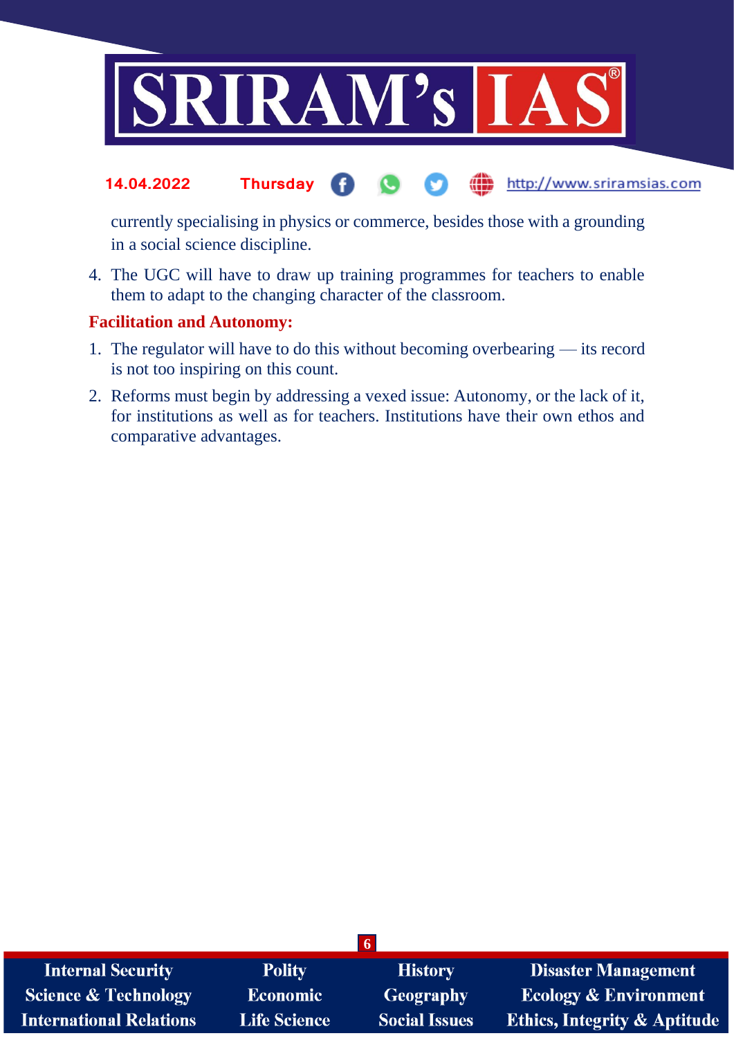currently specialising in physics or commerce, besides those with a grounding in a social science discipline.

4. The UGC will have to draw up training programmes for teachers to enable them to adapt to the changing character of the classroom.

**Facilitation and Autonomy:**

1. The regulator will have to do this without becoming overbearing — its record is not too inspiring on this count.
2. Reforms must begin by addressing a vexed issue: Autonomy, or the lack of it, for institutions as well as for teachers. Institutions have their own ethos and comparative advantages.